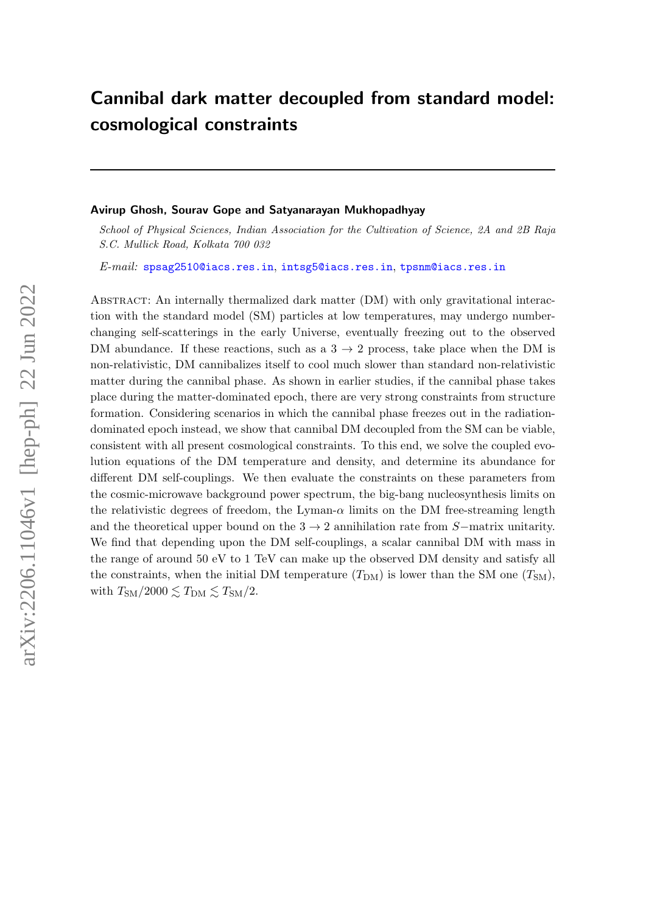# Cannibal dark matter decoupled from standard model: cosmological constraints

**Avirup Ghosh, Sourav Gope and Satyanarayan Mukhopadhyay**

*School of Physical Sciences, Indian Association for the Cultivation of Science, 2A and 2B Raja S.C. Mullick Road, Kolkata 700 032*

*E-mail:* spsag2510@iacs.res.in, intsg5@iacs.res.in, tpsnm@iacs.res.in

Abstract: An internally thermalized dark matter (DM) with only gravitational interaction with the standard model (SM) particles at low temperatures, may undergo number-changing self-scatterings in the early Universe, eventually freezing out to the observed DM abundance. If these reactions, such as a $3 \to 2$ process, take place when the DM is non-relativistic, DM cannibalizes itself to cool much slower than standard non-relativistic matter during the cannibal phase. As shown in earlier studies, if the cannibal phase takes place during the matter-dominated epoch, there are very strong constraints from structure formation. Considering scenarios in which the cannibal phase freezes out in the radiation-dominated epoch instead, we show that cannibal DM decoupled from the SM can be viable, consistent with all present cosmological constraints. To this end, we solve the coupled evolution equations of the DM temperature and density, and determine its abundance for different DM self-couplings. We then evaluate the constraints on these parameters from the cosmic-microwave background power spectrum, the big-bang nucleosynthesis limits on the relativistic degrees of freedom, the Lyman-$\alpha$ limits on the DM free-streaming length and the theoretical upper bound on the $3 \to 2$ annihilation rate from $S-$matrix unitarity. We find that depending upon the DM self-couplings, a scalar cannibal DM with mass in the range of around 50 eV to 1 TeV can make up the observed DM density and satisfy all the constraints, when the initial DM temperature ($T_{\rm DM}$) is lower than the SM one ($T_{\rm SM}$), with $T_{\rm SM}/2000 \lesssim T_{\rm DM} \lesssim T_{\rm SM}/2$.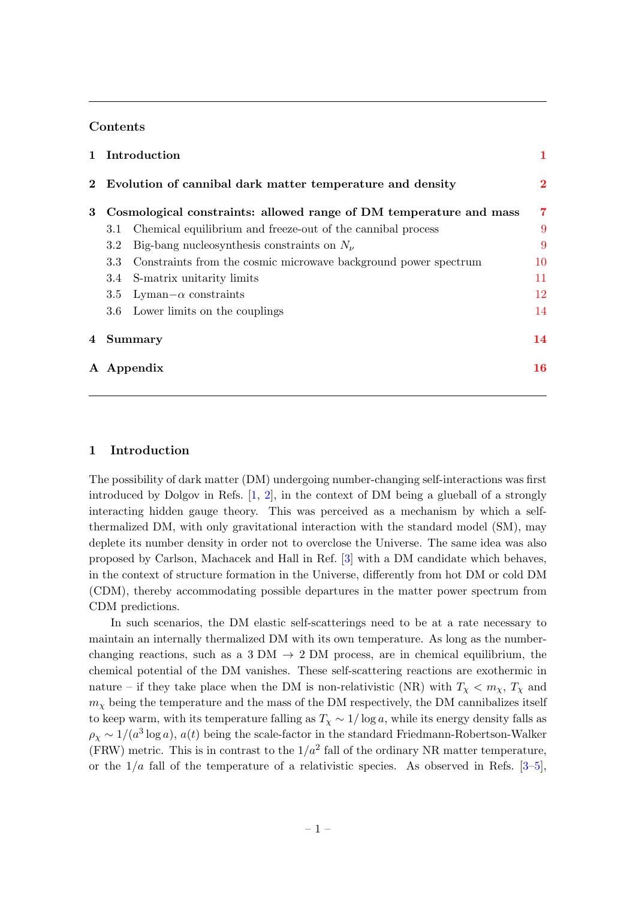## Contents

| | | |
|---|---|---|
| **1** | **Introduction** | **1** |
| **2** | **Evolution of cannibal dark matter temperature and density** | **2** |
| **3** | **Cosmological constraints: allowed range of DM temperature and mass** | **7** |
| | 3.1 Chemical equilibrium and freeze-out of the cannibal process | 9 |
| | 3.2 Big-bang nucleosynthesis constraints on $N_\nu$ | 9 |
| | 3.3 Constraints from the cosmic microwave background power spectrum | 10 |
| | 3.4 S-matrix unitarity limits | 11 |
| | 3.5 Lyman$-\alpha$ constraints | 12 |
| | 3.6 Lower limits on the couplings | 14 |
| **4** | **Summary** | **14** |
| **A** | **Appendix** | **16** |

## 1 Introduction

The possibility of dark matter (DM) undergoing number-changing self-interactions was first introduced by Dolgov in Refs. [1, 2], in the context of DM being a glueball of a strongly interacting hidden gauge theory. This was perceived as a mechanism by which a self-thermalized DM, with only gravitational interaction with the standard model (SM), may deplete its number density in order not to overclose the Universe. The same idea was also proposed by Carlson, Machacek and Hall in Ref. [3] with a DM candidate which behaves, in the context of structure formation in the Universe, differently from hot DM or cold DM (CDM), thereby accommodating possible departures in the matter power spectrum from CDM predictions.

In such scenarios, the DM elastic self-scatterings need to be at a rate necessary to maintain an internally thermalized DM with its own temperature. As long as the number-changing reactions, such as a 3 DM $\rightarrow$ 2 DM process, are in chemical equilibrium, the chemical potential of the DM vanishes. These self-scattering reactions are exothermic in nature – if they take place when the DM is non-relativistic (NR) with $T_\chi < m_\chi$, $T_\chi$ and $m_\chi$ being the temperature and the mass of the DM respectively, the DM cannibalizes itself to keep warm, with its temperature falling as $T_\chi \sim 1/\log a$, while its energy density falls as $\rho_\chi \sim 1/(a^3 \log a)$, $a(t)$ being the scale-factor in the standard Friedmann-Robertson-Walker (FRW) metric. This is in contrast to the $1/a^2$ fall of the ordinary NR matter temperature, or the $1/a$ fall of the temperature of a relativistic species. As observed in Refs. [3–5],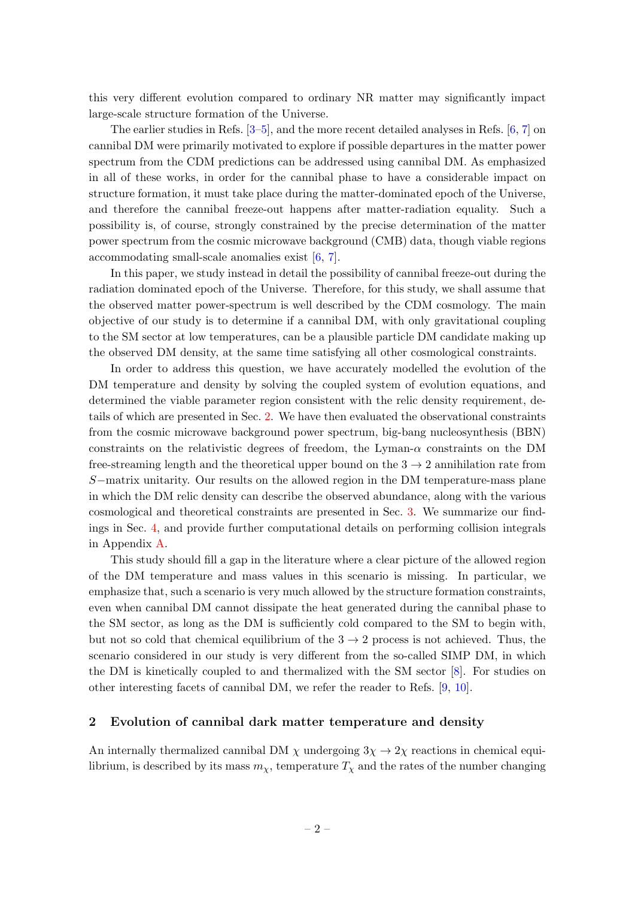this very different evolution compared to ordinary NR matter may significantly impact large-scale structure formation of the Universe.

The earlier studies in Refs. [3–5], and the more recent detailed analyses in Refs. [6, 7] on cannibal DM were primarily motivated to explore if possible departures in the matter power spectrum from the CDM predictions can be addressed using cannibal DM. As emphasized in all of these works, in order for the cannibal phase to have a considerable impact on structure formation, it must take place during the matter-dominated epoch of the Universe, and therefore the cannibal freeze-out happens after matter-radiation equality. Such a possibility is, of course, strongly constrained by the precise determination of the matter power spectrum from the cosmic microwave background (CMB) data, though viable regions accommodating small-scale anomalies exist [6, 7].

In this paper, we study instead in detail the possibility of cannibal freeze-out during the radiation dominated epoch of the Universe. Therefore, for this study, we shall assume that the observed matter power-spectrum is well described by the CDM cosmology. The main objective of our study is to determine if a cannibal DM, with only gravitational coupling to the SM sector at low temperatures, can be a plausible particle DM candidate making up the observed DM density, at the same time satisfying all other cosmological constraints.

In order to address this question, we have accurately modelled the evolution of the DM temperature and density by solving the coupled system of evolution equations, and determined the viable parameter region consistent with the relic density requirement, details of which are presented in Sec. 2. We have then evaluated the observational constraints from the cosmic microwave background power spectrum, big-bang nucleosynthesis (BBN) constraints on the relativistic degrees of freedom, the Lyman-$\alpha$ constraints on the DM free-streaming length and the theoretical upper bound on the $3 \to 2$ annihilation rate from $S-$matrix unitarity. Our results on the allowed region in the DM temperature-mass plane in which the DM relic density can describe the observed abundance, along with the various cosmological and theoretical constraints are presented in Sec. 3. We summarize our findings in Sec. 4, and provide further computational details on performing collision integrals in Appendix A.

This study should fill a gap in the literature where a clear picture of the allowed region of the DM temperature and mass values in this scenario is missing. In particular, we emphasize that, such a scenario is very much allowed by the structure formation constraints, even when cannibal DM cannot dissipate the heat generated during the cannibal phase to the SM sector, as long as the DM is sufficiently cold compared to the SM to begin with, but not so cold that chemical equilibrium of the $3 \to 2$ process is not achieved. Thus, the scenario considered in our study is very different from the so-called SIMP DM, in which the DM is kinetically coupled to and thermalized with the SM sector [8]. For studies on other interesting facets of cannibal DM, we refer the reader to Refs. [9, 10].

## 2 Evolution of cannibal dark matter temperature and density

An internally thermalized cannibal DM $\chi$ undergoing $3\chi \to 2\chi$ reactions in chemical equilibrium, is described by its mass $m_\chi$, temperature $T_\chi$ and the rates of the number changing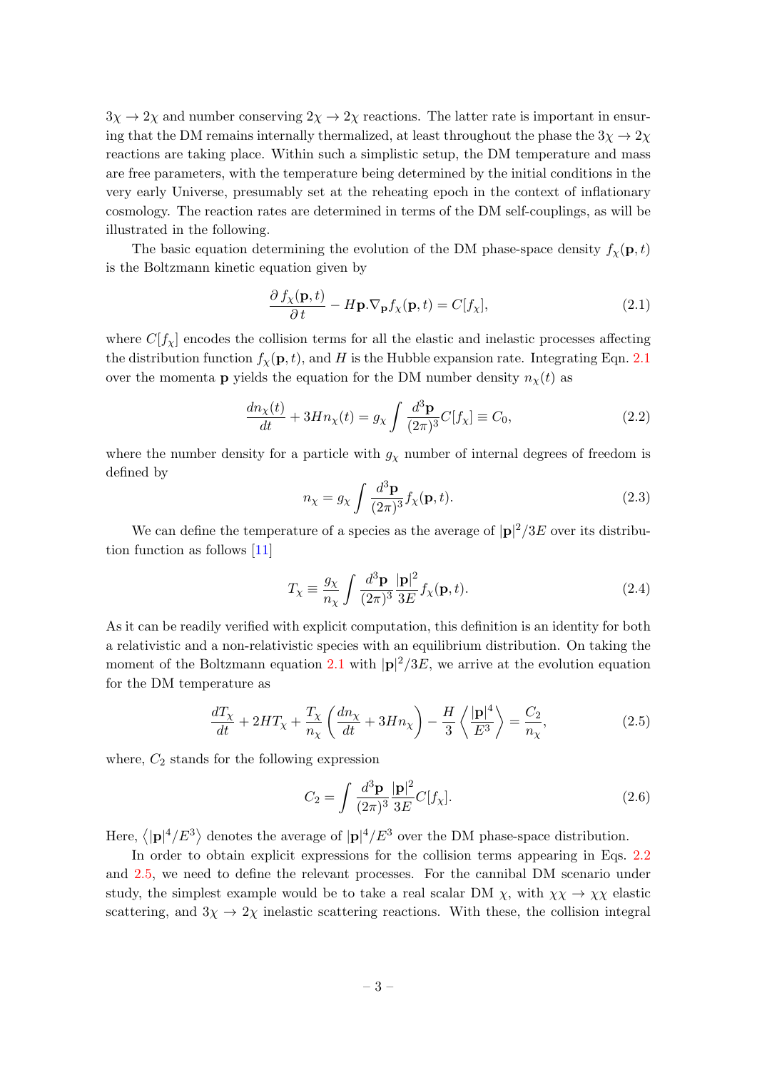$3\chi \to 2\chi$ and number conserving $2\chi \to 2\chi$ reactions. The latter rate is important in ensuring that the DM remains internally thermalized, at least throughout the phase the $3\chi \to 2\chi$ reactions are taking place. Within such a simplistic setup, the DM temperature and mass are free parameters, with the temperature being determined by the initial conditions in the very early Universe, presumably set at the reheating epoch in the context of inflationary cosmology. The reaction rates are determined in terms of the DM self-couplings, as will be illustrated in the following.

The basic equation determining the evolution of the DM phase-space density $f_\chi(\mathbf{p}, t)$ is the Boltzmann kinetic equation given by

$$\frac{\partial f_\chi(\mathbf{p}, t)}{\partial t} - H \mathbf{p}.\nabla_{\mathbf{p}} f_\chi(\mathbf{p}, t) = C[f_\chi], \tag{2.1}$$

where $C[f_\chi]$ encodes the collision terms for all the elastic and inelastic processes affecting the distribution function $f_\chi(\mathbf{p}, t)$, and $H$ is the Hubble expansion rate. Integrating Eqn. 2.1 over the momenta $\mathbf{p}$ yields the equation for the DM number density $n_\chi(t)$ as

$$\frac{dn_\chi(t)}{dt} + 3Hn_\chi(t) = g_\chi \int \frac{d^3\mathbf{p}}{(2\pi)^3} C[f_\chi] \equiv C_0, \tag{2.2}$$

where the number density for a particle with $g_\chi$ number of internal degrees of freedom is defined by

$$n_\chi = g_\chi \int \frac{d^3\mathbf{p}}{(2\pi)^3} f_\chi(\mathbf{p}, t). \tag{2.3}$$

We can define the temperature of a species as the average of $|\mathbf{p}|^2/3E$ over its distribution function as follows [11]

$$T_\chi \equiv \frac{g_\chi}{n_\chi} \int \frac{d^3\mathbf{p}}{(2\pi)^3} \frac{|\mathbf{p}|^2}{3E} f_\chi(\mathbf{p}, t). \tag{2.4}$$

As it can be readily verified with explicit computation, this definition is an identity for both a relativistic and a non-relativistic species with an equilibrium distribution. On taking the moment of the Boltzmann equation 2.1 with $|\mathbf{p}|^2/3E$, we arrive at the evolution equation for the DM temperature as

$$\frac{dT_\chi}{dt} + 2HT_\chi + \frac{T_\chi}{n_\chi}\left(\frac{dn_\chi}{dt} + 3Hn_\chi\right) - \frac{H}{3}\left\langle \frac{|\mathbf{p}|^4}{E^3} \right\rangle = \frac{C_2}{n_\chi}, \tag{2.5}$$

where, $C_2$ stands for the following expression

$$C_2 = \int \frac{d^3\mathbf{p}}{(2\pi)^3} \frac{|\mathbf{p}|^2}{3E} C[f_\chi]. \tag{2.6}$$

Here, $\langle |\mathbf{p}|^4/E^3 \rangle$ denotes the average of $|\mathbf{p}|^4/E^3$ over the DM phase-space distribution.

In order to obtain explicit expressions for the collision terms appearing in Eqs. 2.2 and 2.5, we need to define the relevant processes. For the cannibal DM scenario under study, the simplest example would be to take a real scalar DM $\chi$, with $\chi\chi \to \chi\chi$ elastic scattering, and $3\chi \to 2\chi$ inelastic scattering reactions. With these, the collision integral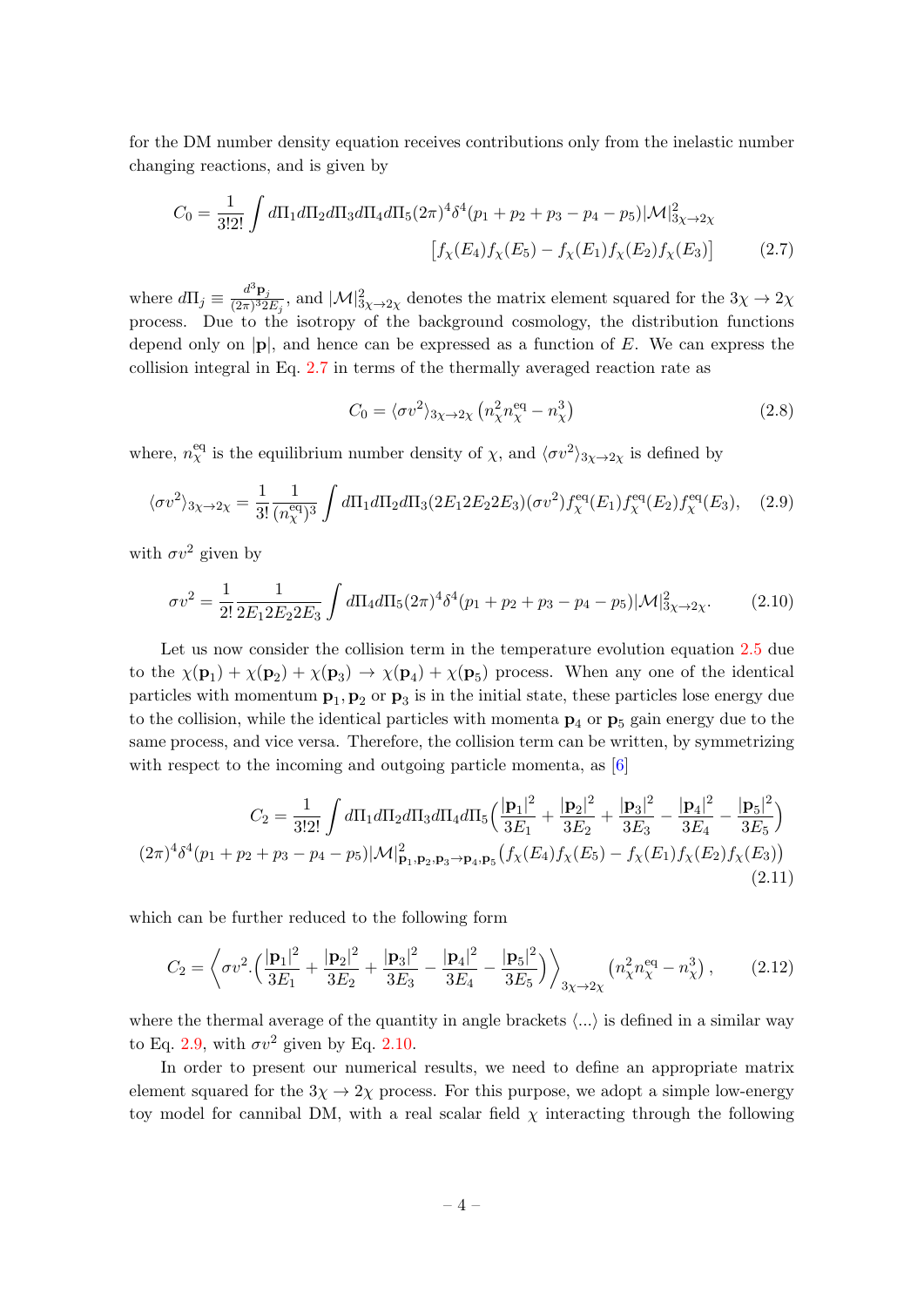for the DM number density equation receives contributions only from the inelastic number changing reactions, and is given by

$$C_0 = \frac{1}{3!2!}\int d\Pi_1 d\Pi_2 d\Pi_3 d\Pi_4 d\Pi_5 (2\pi)^4 \delta^4(p_1+p_2+p_3-p_4-p_5)|\mathcal{M}|^2_{3\chi\to 2\chi} \left[f_\chi(E_4)f_\chi(E_5) - f_\chi(E_1)f_\chi(E_2)f_\chi(E_3)\right] \tag{2.7}$$

where $d\Pi_j \equiv \frac{d^3\mathbf{p}_j}{(2\pi)^3 2E_j}$, and $|\mathcal{M}|^2_{3\chi\to 2\chi}$ denotes the matrix element squared for the $3\chi \to 2\chi$ process. Due to the isotropy of the background cosmology, the distribution functions depend only on $|\mathbf{p}|$, and hence can be expressed as a function of $E$. We can express the collision integral in Eq. 2.7 in terms of the thermally averaged reaction rate as

$$C_0 = \langle \sigma v^2 \rangle_{3\chi\to 2\chi}\left(n_\chi^2 n_\chi^{\rm eq} - n_\chi^3\right) \tag{2.8}$$

where, $n_\chi^{\rm eq}$ is the equilibrium number density of $\chi$, and $\langle \sigma v^2 \rangle_{3\chi\to 2\chi}$ is defined by

$$\langle \sigma v^2 \rangle_{3\chi\to 2\chi} = \frac{1}{3!}\frac{1}{(n_\chi^{\rm eq})^3}\int d\Pi_1 d\Pi_2 d\Pi_3 (2E_1 2E_2 2E_3)(\sigma v^2) f_\chi^{\rm eq}(E_1) f_\chi^{\rm eq}(E_2) f_\chi^{\rm eq}(E_3), \tag{2.9}$$

with $\sigma v^2$ given by

$$\sigma v^2 = \frac{1}{2!}\frac{1}{2E_1 2E_2 2E_3}\int d\Pi_4 d\Pi_5 (2\pi)^4 \delta^4(p_1+p_2+p_3-p_4-p_5)|\mathcal{M}|^2_{3\chi\to 2\chi}. \tag{2.10}$$

Let us now consider the collision term in the temperature evolution equation 2.5 due to the $\chi(\mathbf{p}_1) + \chi(\mathbf{p}_2) + \chi(\mathbf{p}_3) \to \chi(\mathbf{p}_4) + \chi(\mathbf{p}_5)$ process. When any one of the identical particles with momentum $\mathbf{p}_1, \mathbf{p}_2$ or $\mathbf{p}_3$ is in the initial state, these particles lose energy due to the collision, while the identical particles with momenta $\mathbf{p}_4$ or $\mathbf{p}_5$ gain energy due to the same process, and vice versa. Therefore, the collision term can be written, by symmetrizing with respect to the incoming and outgoing particle momenta, as [6]

$$C_2 = \frac{1}{3!2!}\int d\Pi_1 d\Pi_2 d\Pi_3 d\Pi_4 d\Pi_5 \Big(\frac{|\mathbf{p}_1|^2}{3E_1} + \frac{|\mathbf{p}_2|^2}{3E_2} + \frac{|\mathbf{p}_3|^2}{3E_3} - \frac{|\mathbf{p}_4|^2}{3E_4} - \frac{|\mathbf{p}_5|^2}{3E_5}\Big) (2\pi)^4\delta^4(p_1+p_2+p_3-p_4-p_5)|\mathcal{M}|^2_{\mathbf{p}_1,\mathbf{p}_2,\mathbf{p}_3\to\mathbf{p}_4,\mathbf{p}_5}\big(f_\chi(E_4)f_\chi(E_5) - f_\chi(E_1)f_\chi(E_2)f_\chi(E_3)\big) \tag{2.11}$$

which can be further reduced to the following form

$$C_2 = \left\langle \sigma v^2 . \Big(\frac{|\mathbf{p}_1|^2}{3E_1} + \frac{|\mathbf{p}_2|^2}{3E_2} + \frac{|\mathbf{p}_3|^2}{3E_3} - \frac{|\mathbf{p}_4|^2}{3E_4} - \frac{|\mathbf{p}_5|^2}{3E_5}\Big)\right\rangle_{3\chi\to 2\chi}\left(n_\chi^2 n_\chi^{\rm eq} - n_\chi^3\right), \tag{2.12}$$

where the thermal average of the quantity in angle brackets $\langle ... \rangle$ is defined in a similar way to Eq. 2.9, with $\sigma v^2$ given by Eq. 2.10.

In order to present our numerical results, we need to define an appropriate matrix element squared for the $3\chi \to 2\chi$ process. For this purpose, we adopt a simple low-energy toy model for cannibal DM, with a real scalar field $\chi$ interacting through the following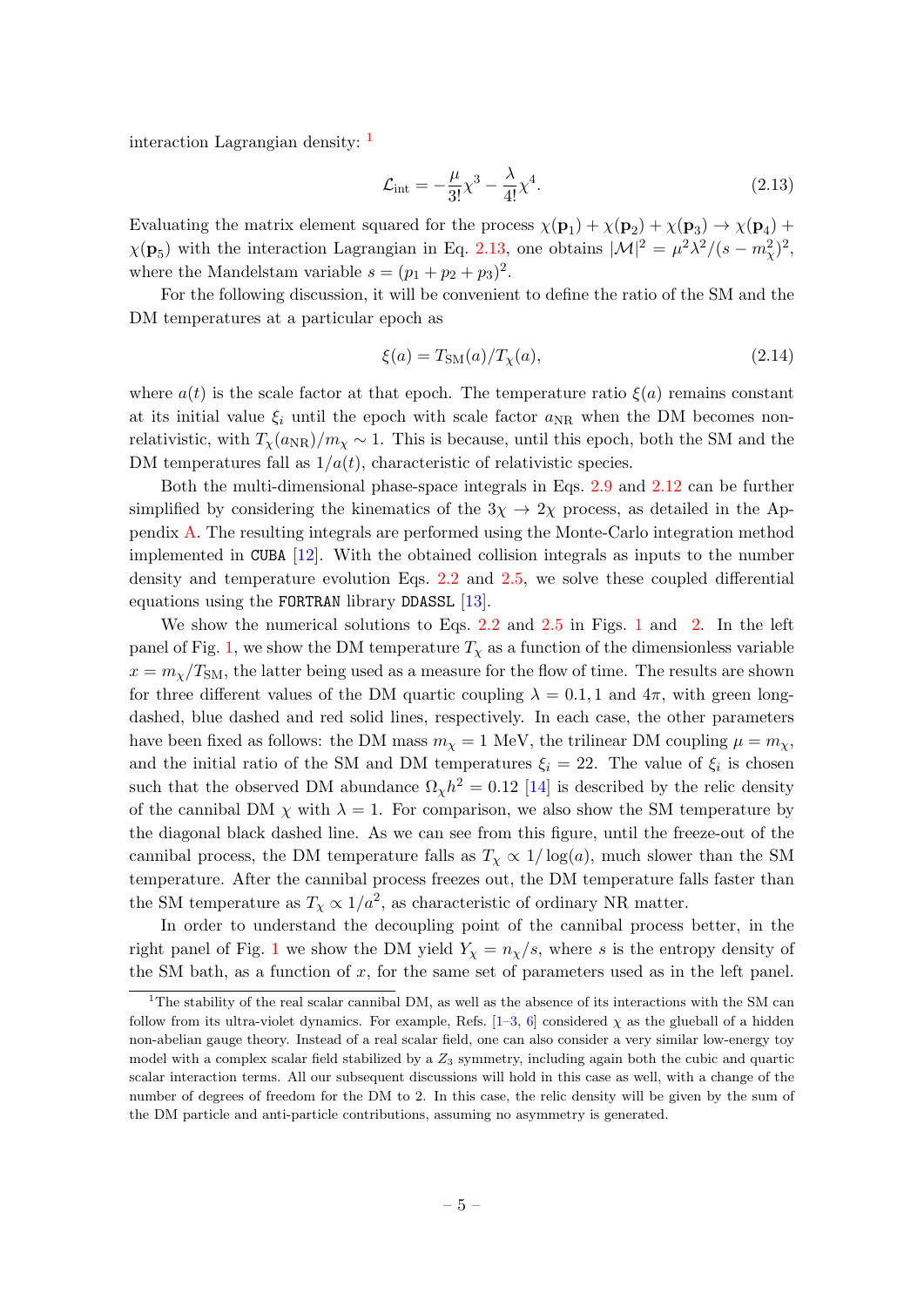interaction Lagrangian density: [1]

$$\mathcal{L}_{\rm int} = -\frac{\mu}{3!}\chi^3 - \frac{\lambda}{4!}\chi^4. \tag{2.13}$$

Evaluating the matrix element squared for the process $\chi(\mathbf{p}_1) + \chi(\mathbf{p}_2) + \chi(\mathbf{p}_3) \to \chi(\mathbf{p}_4) + \chi(\mathbf{p}_5)$ with the interaction Lagrangian in Eq. 2.13, one obtains $|\mathcal{M}|^2 = \mu^2\lambda^2/(s-m_\chi^2)^2$, where the Mandelstam variable $s = (p_1+p_2+p_3)^2$.

For the following discussion, it will be convenient to define the ratio of the SM and the DM temperatures at a particular epoch as

$$\xi(a) = T_{\rm SM}(a)/T_\chi(a), \tag{2.14}$$

where $a(t)$ is the scale factor at that epoch. The temperature ratio $\xi(a)$ remains constant at its initial value $\xi_i$ until the epoch with scale factor $a_{\rm NR}$ when the DM becomes non-relativistic, with $T_\chi(a_{\rm NR})/m_\chi \sim 1$. This is because, until this epoch, both the SM and the DM temperatures fall as $1/a(t)$, characteristic of relativistic species.

Both the multi-dimensional phase-space integrals in Eqs. 2.9 and 2.12 can be further simplified by considering the kinematics of the $3\chi \to 2\chi$ process, as detailed in the Appendix A. The resulting integrals are performed using the Monte-Carlo integration method implemented in `CUBA` [12]. With the obtained collision integrals as inputs to the number density and temperature evolution Eqs. 2.2 and 2.5, we solve these coupled differential equations using the `FORTRAN` library `DDASSL` [13].

We show the numerical solutions to Eqs. 2.2 and 2.5 in Figs. 1 and 2. In the left panel of Fig. 1, we show the DM temperature $T_\chi$ as a function of the dimensionless variable $x = m_\chi/T_{\rm SM}$, the latter being used as a measure for the flow of time. The results are shown for three different values of the DM quartic coupling $\lambda = 0.1, 1$ and $4\pi$, with green long-dashed, blue dashed and red solid lines, respectively. In each case, the other parameters have been fixed as follows: the DM mass $m_\chi = 1$ MeV, the trilinear DM coupling $\mu = m_\chi$, and the initial ratio of the SM and DM temperatures $\xi_i = 22$. The value of $\xi_i$ is chosen such that the observed DM abundance $\Omega_\chi h^2 = 0.12$ [14] is described by the relic density of the cannibal DM $\chi$ with $\lambda = 1$. For comparison, we also show the SM temperature by the diagonal black dashed line. As we can see from this figure, until the freeze-out of the cannibal process, the DM temperature falls as $T_\chi \propto 1/\log(a)$, much slower than the SM temperature. After the cannibal process freezes out, the DM temperature falls faster than the SM temperature as $T_\chi \propto 1/a^2$, as characteristic of ordinary NR matter.

In order to understand the decoupling point of the cannibal process better, in the right panel of Fig. 1 we show the DM yield $Y_\chi = n_\chi/s$, where $s$ is the entropy density of the SM bath, as a function of $x$, for the same set of parameters used as in the left panel.

[1] The stability of the real scalar cannibal DM, as well as the absence of its interactions with the SM can follow from its ultra-violet dynamics. For example, Refs. [1–3, 6] considered $\chi$ as the glueball of a hidden non-abelian gauge theory. Instead of a real scalar field, one can also consider a very similar low-energy toy model with a complex scalar field stabilized by a $Z_3$ symmetry, including again both the cubic and quartic scalar interaction terms. All our subsequent discussions will hold in this case as well, with a change of the number of degrees of freedom for the DM to 2. In this case, the relic density will be given by the sum of the DM particle and anti-particle contributions, assuming no asymmetry is generated.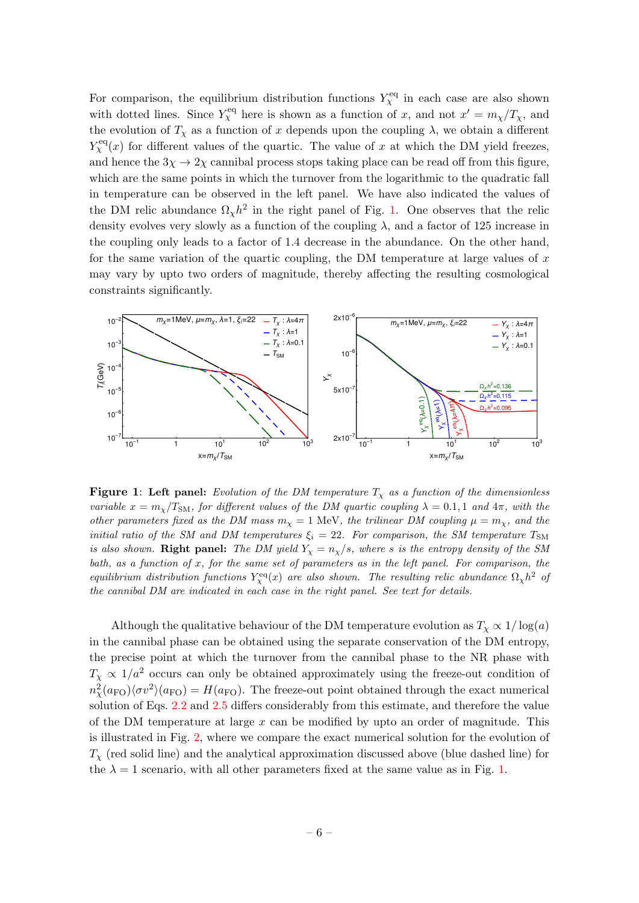For comparison, the equilibrium distribution functions $Y_\chi^{\rm eq}$ in each case are also shown with dotted lines. Since $Y_\chi^{\rm eq}$ here is shown as a function of $x$, and not $x' = m_\chi/T_\chi$, and the evolution of $T_\chi$ as a function of $x$ depends upon the coupling $\lambda$, we obtain a different $Y_\chi^{\rm eq}(x)$ for different values of the quartic. The value of $x$ at which the DM yield freezes, and hence the $3\chi \to 2\chi$ cannibal process stops taking place can be read off from this figure, which are the same points in which the turnover from the logarithmic to the quadratic fall in temperature can be observed in the left panel. We have also indicated the values of the DM relic abundance $\Omega_\chi h^2$ in the right panel of Fig. 1. One observes that the relic density evolves very slowly as a function of the coupling $\lambda$, and a factor of 125 increase in the coupling only leads to a factor of 1.4 decrease in the abundance. On the other hand, for the same variation of the quartic coupling, the DM temperature at large values of $x$ may vary by upto two orders of magnitude, thereby affecting the resulting cosmological constraints significantly.

**Figure 1**: **Left panel:** *Evolution of the DM temperature $T_\chi$ as a function of the dimensionless variable $x = m_\chi/T_{\rm SM}$, for different values of the DM quartic coupling $\lambda = 0.1, 1$ and $4\pi$, with the other parameters fixed as the DM mass $m_\chi = 1$ MeV, the trilinear DM coupling $\mu = m_\chi$, and the initial ratio of the SM and DM temperatures $\xi_i = 22$. For comparison, the SM temperature $T_{\rm SM}$ is also shown.* **Right panel:** *The DM yield $Y_\chi = n_\chi/s$, where $s$ is the entropy density of the SM bath, as a function of $x$, for the same set of parameters as in the left panel. For comparison, the equilibrium distribution functions $Y_\chi^{\rm eq}(x)$ are also shown. The resulting relic abundance $\Omega_\chi h^2$ of the cannibal DM are indicated in each case in the right panel. See text for details.*

Although the qualitative behaviour of the DM temperature evolution as $T_\chi \propto 1/\log(a)$ in the cannibal phase can be obtained using the separate conservation of the DM entropy, the precise point at which the turnover from the cannibal phase to the NR phase with $T_\chi \propto 1/a^2$ occurs can only be obtained approximately using the freeze-out condition of $n_\chi^2(a_{\rm FO})\langle\sigma v^2\rangle(a_{\rm FO}) = H(a_{\rm FO})$. The freeze-out point obtained through the exact numerical solution of Eqs. 2.2 and 2.5 differs considerably from this estimate, and therefore the value of the DM temperature at large $x$ can be modified by upto an order of magnitude. This is illustrated in Fig. 2, where we compare the exact numerical solution for the evolution of $T_\chi$ (red solid line) and the analytical approximation discussed above (blue dashed line) for the $\lambda = 1$ scenario, with all other parameters fixed at the same value as in Fig. 1.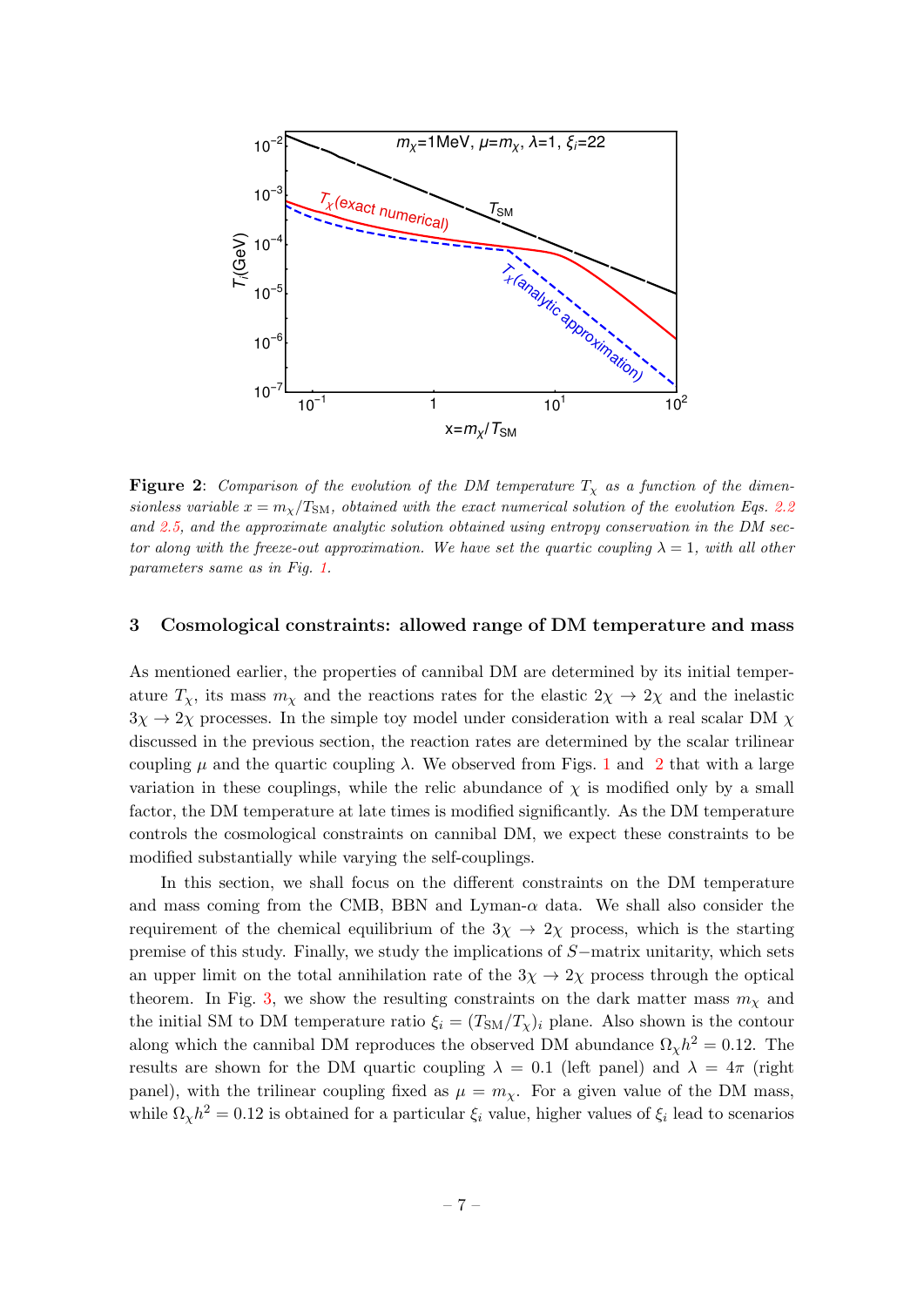**Figure 2**: *Comparison of the evolution of the DM temperature $T_\chi$ as a function of the dimensionless variable $x = m_\chi/T_{\rm SM}$, obtained with the exact numerical solution of the evolution Eqs. 2.2 and 2.5, and the approximate analytic solution obtained using entropy conservation in the DM sector along with the freeze-out approximation. We have set the quartic coupling $\lambda = 1$, with all other parameters same as in Fig. 1.*

## 3 Cosmological constraints: allowed range of DM temperature and mass

As mentioned earlier, the properties of cannibal DM are determined by its initial temperature $T_\chi$, its mass $m_\chi$ and the reactions rates for the elastic $2\chi \to 2\chi$ and the inelastic $3\chi \to 2\chi$ processes. In the simple toy model under consideration with a real scalar DM $\chi$ discussed in the previous section, the reaction rates are determined by the scalar trilinear coupling $\mu$ and the quartic coupling $\lambda$. We observed from Figs. 1 and 2 that with a large variation in these couplings, while the relic abundance of $\chi$ is modified only by a small factor, the DM temperature at late times is modified significantly. As the DM temperature controls the cosmological constraints on cannibal DM, we expect these constraints to be modified substantially while varying the self-couplings.

In this section, we shall focus on the different constraints on the DM temperature and mass coming from the CMB, BBN and Lyman-$\alpha$ data. We shall also consider the requirement of the chemical equilibrium of the $3\chi \to 2\chi$ process, which is the starting premise of this study. Finally, we study the implications of $S-$matrix unitarity, which sets an upper limit on the total annihilation rate of the $3\chi \to 2\chi$ process through the optical theorem. In Fig. 3, we show the resulting constraints on the dark matter mass $m_\chi$ and the initial SM to DM temperature ratio $\xi_i = (T_{\rm SM}/T_\chi)_i$ plane. Also shown is the contour along which the cannibal DM reproduces the observed DM abundance $\Omega_\chi h^2 = 0.12$. The results are shown for the DM quartic coupling $\lambda = 0.1$ (left panel) and $\lambda = 4\pi$ (right panel), with the trilinear coupling fixed as $\mu = m_\chi$. For a given value of the DM mass, while $\Omega_\chi h^2 = 0.12$ is obtained for a particular $\xi_i$ value, higher values of $\xi_i$ lead to scenarios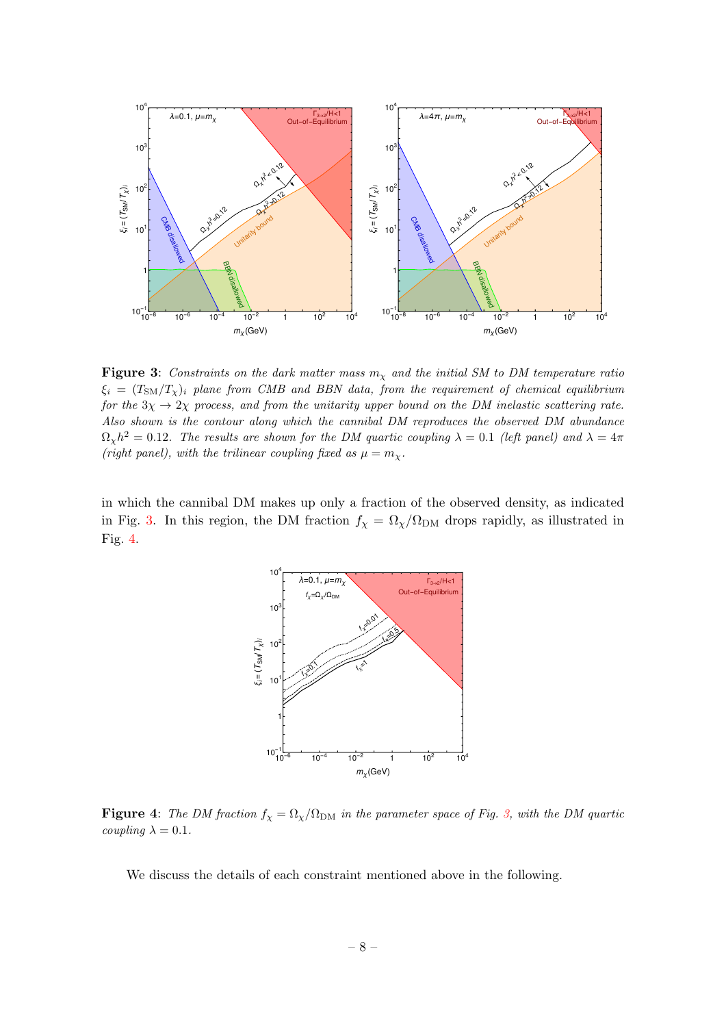**Figure 3**: *Constraints on the dark matter mass $m_\chi$ and the initial SM to DM temperature ratio $\xi_i = (T_{\rm SM}/T_\chi)_i$ plane from CMB and BBN data, from the requirement of chemical equilibrium for the $3\chi \to 2\chi$ process, and from the unitarity upper bound on the DM inelastic scattering rate. Also shown is the contour along which the cannibal DM reproduces the observed DM abundance $\Omega_\chi h^2 = 0.12$. The results are shown for the DM quartic coupling $\lambda = 0.1$ (left panel) and $\lambda = 4\pi$ (right panel), with the trilinear coupling fixed as $\mu = m_\chi$.*

in which the cannibal DM makes up only a fraction of the observed density, as indicated in Fig. 3. In this region, the DM fraction $f_\chi = \Omega_\chi/\Omega_{\rm DM}$ drops rapidly, as illustrated in Fig. 4.

**Figure 4**: *The DM fraction $f_\chi = \Omega_\chi/\Omega_{\rm DM}$ in the parameter space of Fig. 3, with the DM quartic coupling $\lambda = 0.1$.*

We discuss the details of each constraint mentioned above in the following.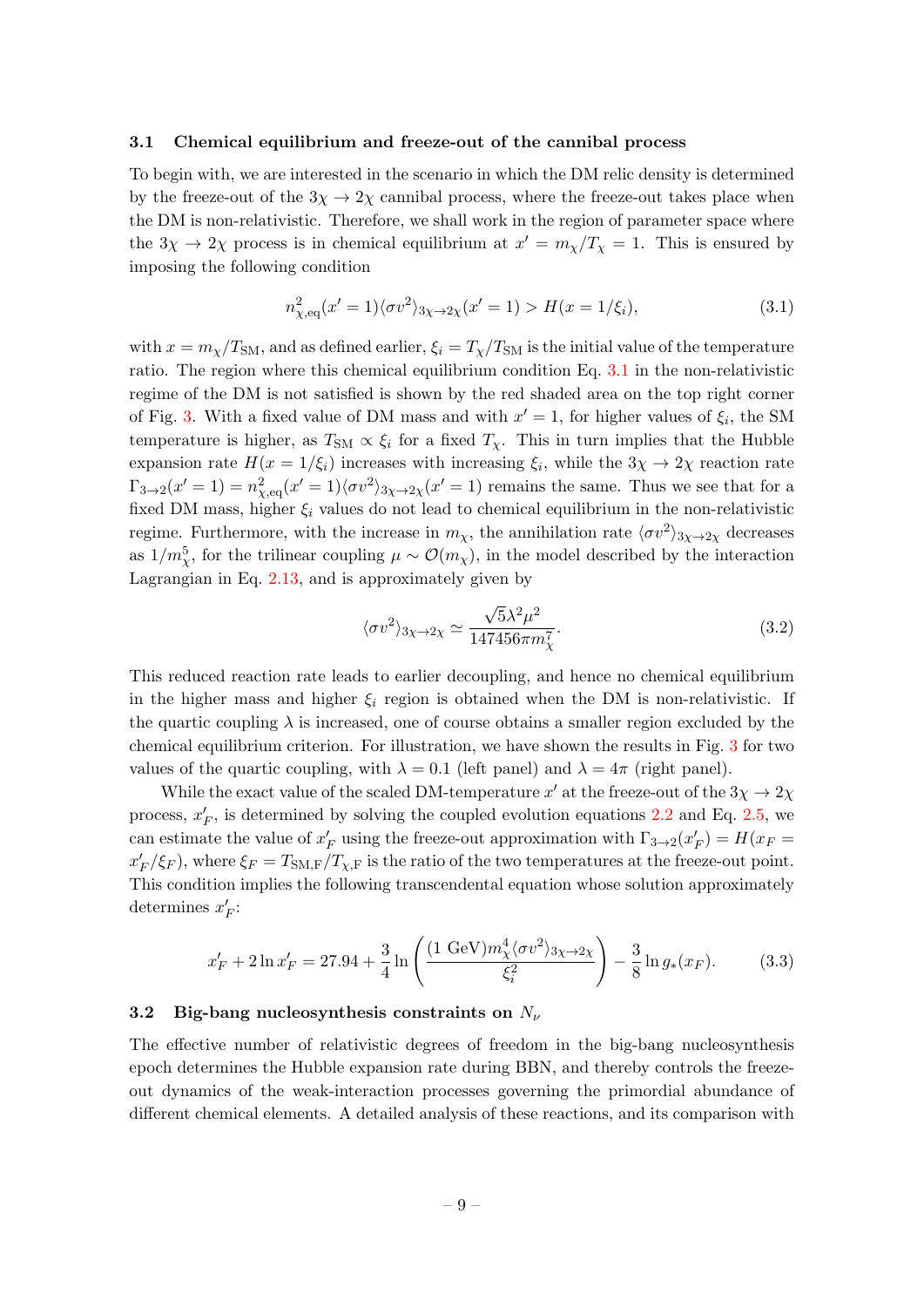### 3.1 Chemical equilibrium and freeze-out of the cannibal process

To begin with, we are interested in the scenario in which the DM relic density is determined by the freeze-out of the $3\chi \to 2\chi$ cannibal process, where the freeze-out takes place when the DM is non-relativistic. Therefore, we shall work in the region of parameter space where the $3\chi \to 2\chi$ process is in chemical equilibrium at $x' = m_\chi/T_\chi = 1$. This is ensured by imposing the following condition

$$n_{\chi,\text{eq}}^2(x'=1)\langle\sigma v^2\rangle_{3\chi\to 2\chi}(x'=1) > H(x = 1/\xi_i), \tag{3.1}$$

with $x = m_\chi/T_{\text{SM}}$, and as defined earlier, $\xi_i = T_\chi/T_{\text{SM}}$ is the initial value of the temperature ratio. The region where this chemical equilibrium condition Eq. 3.1 in the non-relativistic regime of the DM is not satisfied is shown by the red shaded area on the top right corner of Fig. 3. With a fixed value of DM mass and with $x' = 1$, for higher values of $\xi_i$, the SM temperature is higher, as $T_{\text{SM}} \propto \xi_i$ for a fixed $T_\chi$. This in turn implies that the Hubble expansion rate $H(x = 1/\xi_i)$ increases with increasing $\xi_i$, while the $3\chi \to 2\chi$ reaction rate $\Gamma_{3\to 2}(x'=1) = n_{\chi,\text{eq}}^2(x'=1)\langle\sigma v^2\rangle_{3\chi\to 2\chi}(x'=1)$ remains the same. Thus we see that for a fixed DM mass, higher $\xi_i$ values do not lead to chemical equilibrium in the non-relativistic regime. Furthermore, with the increase in $m_\chi$, the annihilation rate $\langle\sigma v^2\rangle_{3\chi\to 2\chi}$ decreases as $1/m_\chi^5$, for the trilinear coupling $\mu \sim \mathcal{O}(m_\chi)$, in the model described by the interaction Lagrangian in Eq. 2.13, and is approximately given by

$$\langle\sigma v^2\rangle_{3\chi\to 2\chi} \simeq \frac{\sqrt{5}\lambda^2\mu^2}{147456\pi m_\chi^7}. \tag{3.2}$$

This reduced reaction rate leads to earlier decoupling, and hence no chemical equilibrium in the higher mass and higher $\xi_i$ region is obtained when the DM is non-relativistic. If the quartic coupling $\lambda$ is increased, one of course obtains a smaller region excluded by the chemical equilibrium criterion. For illustration, we have shown the results in Fig. 3 for two values of the quartic coupling, with $\lambda = 0.1$ (left panel) and $\lambda = 4\pi$ (right panel).

While the exact value of the scaled DM-temperature $x'$ at the freeze-out of the $3\chi \to 2\chi$ process, $x'_F$, is determined by solving the coupled evolution equations 2.2 and Eq. 2.5, we can estimate the value of $x'_F$ using the freeze-out approximation with $\Gamma_{3\to 2}(x'_F) = H(x_F = x'_F/\xi_F)$, where $\xi_F = T_{\text{SM,F}}/T_{\chi,\text{F}}$ is the ratio of the two temperatures at the freeze-out point. This condition implies the following transcendental equation whose solution approximately determines $x'_F$:

$$x'_F + 2\ln x'_F = 27.94 + \frac{3}{4}\ln\left(\frac{(1\ \text{GeV})m_\chi^4\langle\sigma v^2\rangle_{3\chi\to 2\chi}}{\xi_i^2}\right) - \frac{3}{8}\ln g_*(x_F). \tag{3.3}$$

### 3.2 Big-bang nucleosynthesis constraints on $N_\nu$

The effective number of relativistic degrees of freedom in the big-bang nucleosynthesis epoch determines the Hubble expansion rate during BBN, and thereby controls the freeze-out dynamics of the weak-interaction processes governing the primordial abundance of different chemical elements. A detailed analysis of these reactions, and its comparison with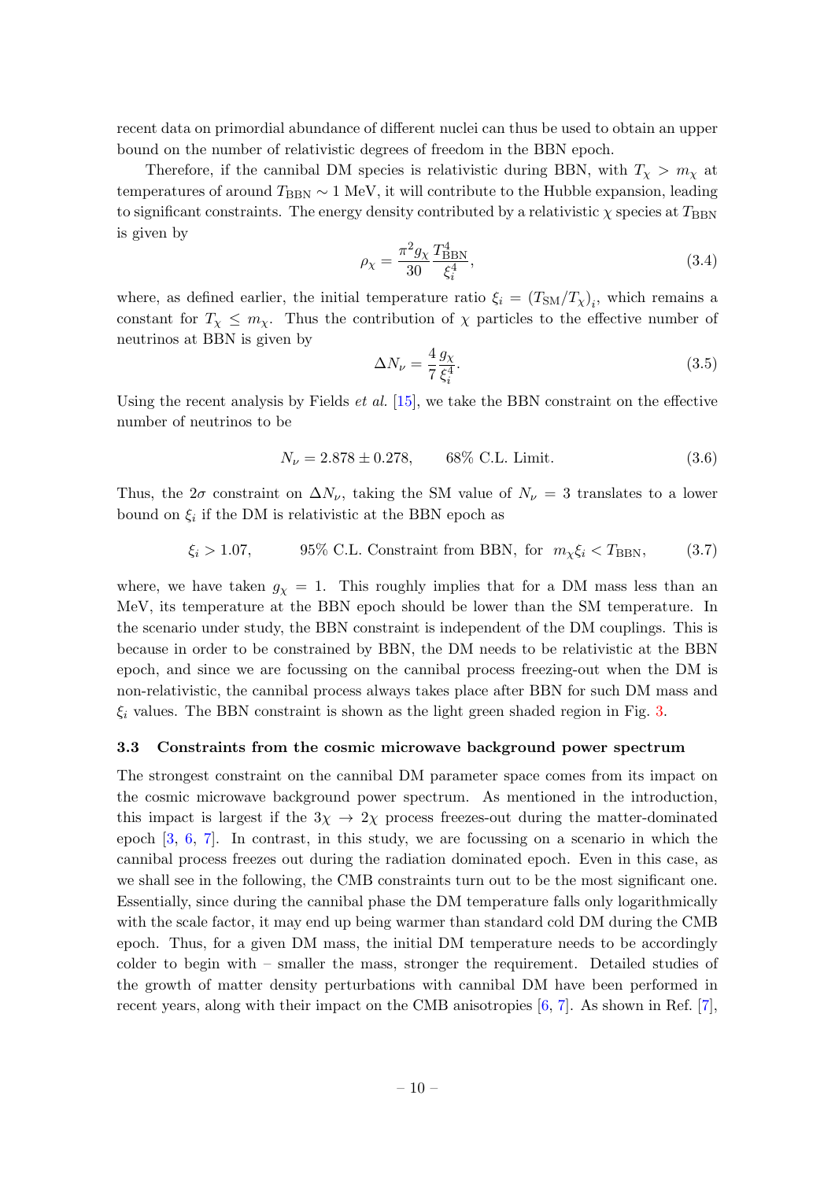recent data on primordial abundance of different nuclei can thus be used to obtain an upper bound on the number of relativistic degrees of freedom in the BBN epoch.

Therefore, if the cannibal DM species is relativistic during BBN, with $T_\chi > m_\chi$ at temperatures of around $T_{\rm BBN} \sim 1$ MeV, it will contribute to the Hubble expansion, leading to significant constraints. The energy density contributed by a relativistic $\chi$ species at $T_{\rm BBN}$ is given by

$$\rho_\chi = \frac{\pi^2 g_\chi}{30} \frac{T_{\rm BBN}^4}{\xi_i^4}, \tag{3.4}$$

where, as defined earlier, the initial temperature ratio $\xi_i = \left(T_{\rm SM}/T_\chi\right)_i$, which remains a constant for $T_\chi \leq m_\chi$. Thus the contribution of $\chi$ particles to the effective number of neutrinos at BBN is given by

$$\Delta N_\nu = \frac{4}{7} \frac{g_\chi}{\xi_i^4}. \tag{3.5}$$

Using the recent analysis by Fields *et al.* [15], we take the BBN constraint on the effective number of neutrinos to be

$$N_\nu = 2.878 \pm 0.278, \qquad 68\% \text{ C.L. Limit.} \tag{3.6}$$

Thus, the $2\sigma$ constraint on $\Delta N_\nu$, taking the SM value of $N_\nu = 3$ translates to a lower bound on $\xi_i$ if the DM is relativistic at the BBN epoch as

$$\xi_i > 1.07, \qquad 95\% \text{ C.L. Constraint from BBN, for } \; m_\chi \xi_i < T_{\rm BBN}, \tag{3.7}$$

where, we have taken $g_\chi = 1$. This roughly implies that for a DM mass less than an MeV, its temperature at the BBN epoch should be lower than the SM temperature. In the scenario under study, the BBN constraint is independent of the DM couplings. This is because in order to be constrained by BBN, the DM needs to be relativistic at the BBN epoch, and since we are focussing on the cannibal process freezing-out when the DM is non-relativistic, the cannibal process always takes place after BBN for such DM mass and $\xi_i$ values. The BBN constraint is shown as the light green shaded region in Fig. 3.

### 3.3 Constraints from the cosmic microwave background power spectrum

The strongest constraint on the cannibal DM parameter space comes from its impact on the cosmic microwave background power spectrum. As mentioned in the introduction, this impact is largest if the $3\chi \to 2\chi$ process freezes-out during the matter-dominated epoch [3, 6, 7]. In contrast, in this study, we are focussing on a scenario in which the cannibal process freezes out during the radiation dominated epoch. Even in this case, as we shall see in the following, the CMB constraints turn out to be the most significant one. Essentially, since during the cannibal phase the DM temperature falls only logarithmically with the scale factor, it may end up being warmer than standard cold DM during the CMB epoch. Thus, for a given DM mass, the initial DM temperature needs to be accordingly colder to begin with – smaller the mass, stronger the requirement. Detailed studies of the growth of matter density perturbations with cannibal DM have been performed in recent years, along with their impact on the CMB anisotropies [6, 7]. As shown in Ref. [7],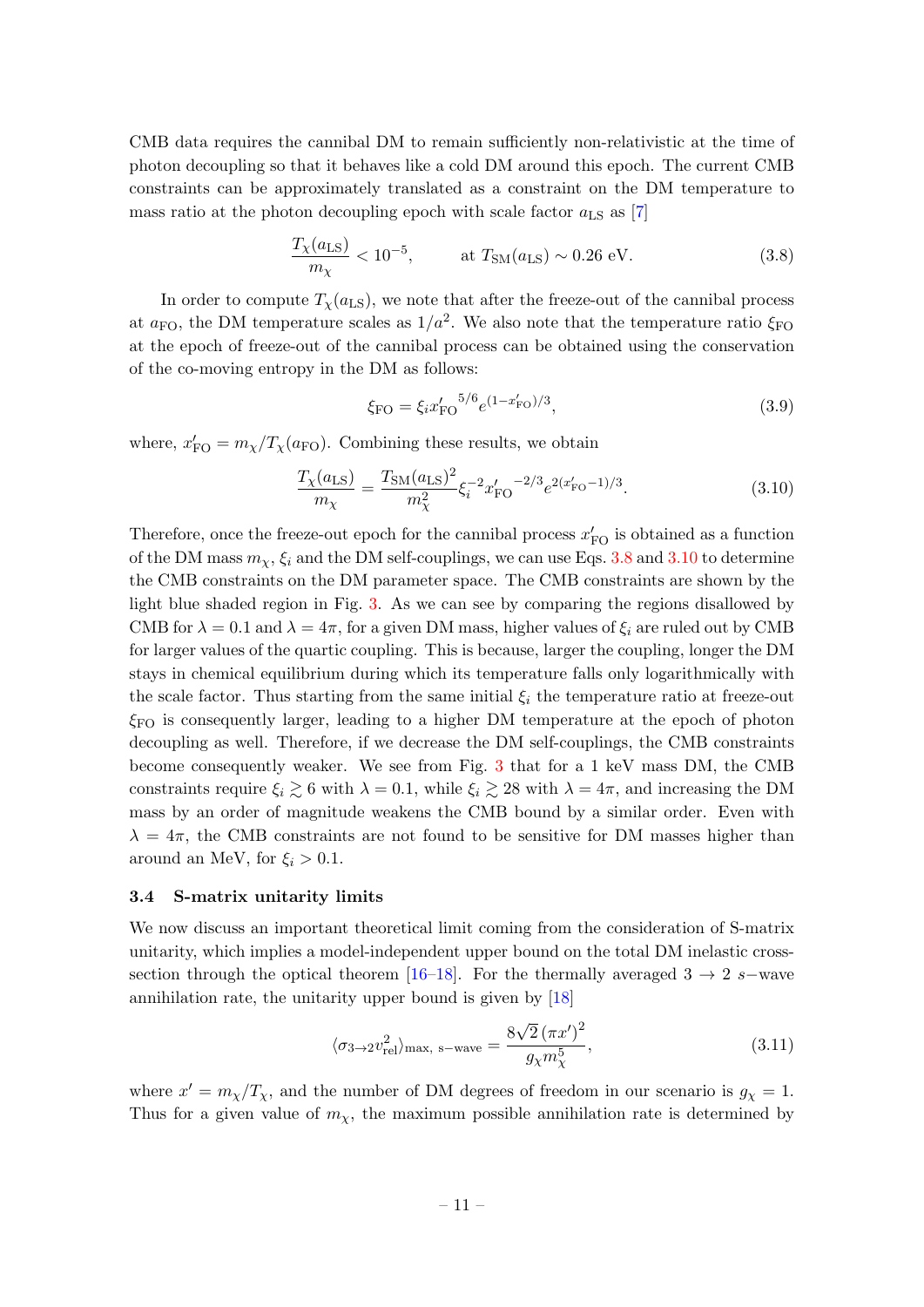CMB data requires the cannibal DM to remain sufficiently non-relativistic at the time of photon decoupling so that it behaves like a cold DM around this epoch. The current CMB constraints can be approximately translated as a constraint on the DM temperature to mass ratio at the photon decoupling epoch with scale factor $a_{\rm LS}$ as [7]

$$\frac{T_\chi(a_{\rm LS})}{m_\chi} < 10^{-5}, \qquad \text{at } T_{\rm SM}(a_{\rm LS}) \sim 0.26 \text{ eV}. \tag{3.8}$$

In order to compute $T_\chi(a_{\rm LS})$, we note that after the freeze-out of the cannibal process at $a_{\rm FO}$, the DM temperature scales as $1/a^2$. We also note that the temperature ratio $\xi_{\rm FO}$ at the epoch of freeze-out of the cannibal process can be obtained using the conservation of the co-moving entropy in the DM as follows:

$$\xi_{\rm FO} = \xi_i {x'_{\rm FO}}^{5/6} e^{(1-x'_{\rm FO})/3}, \tag{3.9}$$

where, $x'_{\rm FO} = m_\chi / T_\chi(a_{\rm FO})$. Combining these results, we obtain

$$\frac{T_\chi(a_{\rm LS})}{m_\chi} = \frac{T_{\rm SM}(a_{\rm LS})^2}{m_\chi^2} \xi_i^{-2} {x'_{\rm FO}}^{-2/3} e^{2(x'_{\rm FO}-1)/3}. \tag{3.10}$$

Therefore, once the freeze-out epoch for the cannibal process $x'_{\rm FO}$ is obtained as a function of the DM mass $m_\chi$, $\xi_i$ and the DM self-couplings, we can use Eqs. 3.8 and 3.10 to determine the CMB constraints on the DM parameter space. The CMB constraints are shown by the light blue shaded region in Fig. 3. As we can see by comparing the regions disallowed by CMB for $\lambda = 0.1$ and $\lambda = 4\pi$, for a given DM mass, higher values of $\xi_i$ are ruled out by CMB for larger values of the quartic coupling. This is because, larger the coupling, longer the DM stays in chemical equilibrium during which its temperature falls only logarithmically with the scale factor. Thus starting from the same initial $\xi_i$ the temperature ratio at freeze-out $\xi_{\rm FO}$ is consequently larger, leading to a higher DM temperature at the epoch of photon decoupling as well. Therefore, if we decrease the DM self-couplings, the CMB constraints become consequently weaker. We see from Fig. 3 that for a 1 keV mass DM, the CMB constraints require $\xi_i \gtrsim 6$ with $\lambda = 0.1$, while $\xi_i \gtrsim 28$ with $\lambda = 4\pi$, and increasing the DM mass by an order of magnitude weakens the CMB bound by a similar order. Even with $\lambda = 4\pi$, the CMB constraints are not found to be sensitive for DM masses higher than around an MeV, for $\xi_i > 0.1$.

### 3.4 S-matrix unitarity limits

We now discuss an important theoretical limit coming from the consideration of S-matrix unitarity, which implies a model-independent upper bound on the total DM inelastic cross-section through the optical theorem [16–18]. For the thermally averaged $3 \to 2$ $s-$wave annihilation rate, the unitarity upper bound is given by [18]

$$\langle \sigma_{3\to 2} v_{\rm rel}^2 \rangle_{\rm max,\ s-wave} = \frac{8\sqrt{2}\,(\pi x')^2}{g_\chi m_\chi^5}, \tag{3.11}$$

where $x' = m_\chi / T_\chi$, and the number of DM degrees of freedom in our scenario is $g_\chi = 1$. Thus for a given value of $m_\chi$, the maximum possible annihilation rate is determined by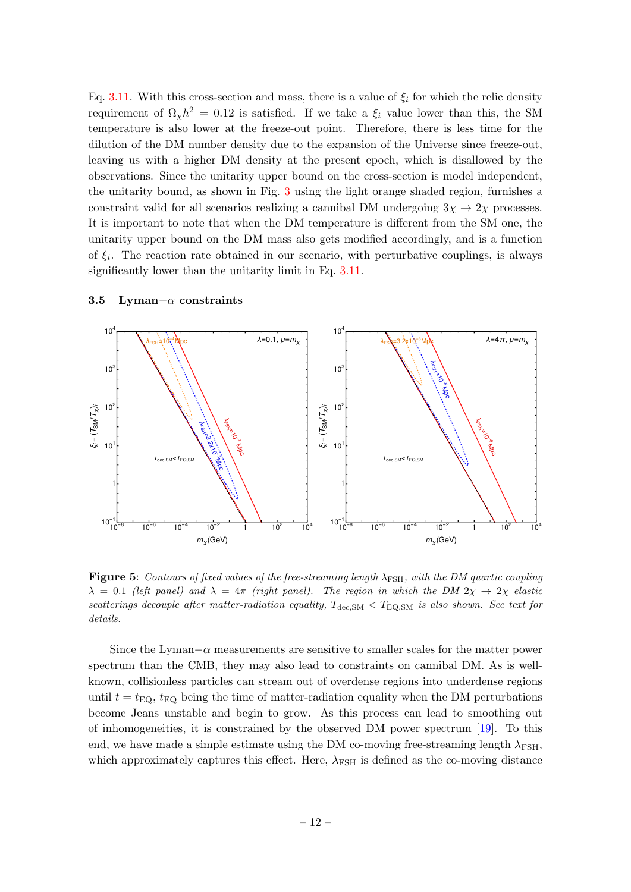Eq. 3.11. With this cross-section and mass, there is a value of $\xi_i$ for which the relic density requirement of $\Omega_\chi h^2 = 0.12$ is satisfied. If we take a $\xi_i$ value lower than this, the SM temperature is also lower at the freeze-out point. Therefore, there is less time for the dilution of the DM number density due to the expansion of the Universe since freeze-out, leaving us with a higher DM density at the present epoch, which is disallowed by the observations. Since the unitarity upper bound on the cross-section is model independent, the unitarity bound, as shown in Fig. 3 using the light orange shaded region, furnishes a constraint valid for all scenarios realizing a cannibal DM undergoing $3\chi \to 2\chi$ processes. It is important to note that when the DM temperature is different from the SM one, the unitarity upper bound on the DM mass also gets modified accordingly, and is a function of $\xi_i$. The reaction rate obtained in our scenario, with perturbative couplings, is always significantly lower than the unitarity limit in Eq. 3.11.

### 3.5 Lyman$-\alpha$ constraints

**Figure 5**: *Contours of fixed values of the free-streaming length $\lambda_{\rm FSH}$, with the DM quartic coupling $\lambda = 0.1$ (left panel) and $\lambda = 4\pi$ (right panel). The region in which the DM $2\chi \to 2\chi$ elastic scatterings decouple after matter-radiation equality, $T_{\rm dec,SM} < T_{\rm EQ,SM}$ is also shown. See text for details.*

Since the Lyman$-\alpha$ measurements are sensitive to smaller scales for the matter power spectrum than the CMB, they may also lead to constraints on cannibal DM. As is well-known, collisionless particles can stream out of overdense regions into underdense regions until $t = t_{\rm EQ}$, $t_{\rm EQ}$ being the time of matter-radiation equality when the DM perturbations become Jeans unstable and begin to grow. As this process can lead to smoothing out of inhomogeneities, it is constrained by the observed DM power spectrum [19]. To this end, we have made a simple estimate using the DM co-moving free-streaming length $\lambda_{\rm FSH}$, which approximately captures this effect. Here, $\lambda_{\rm FSH}$ is defined as the co-moving distance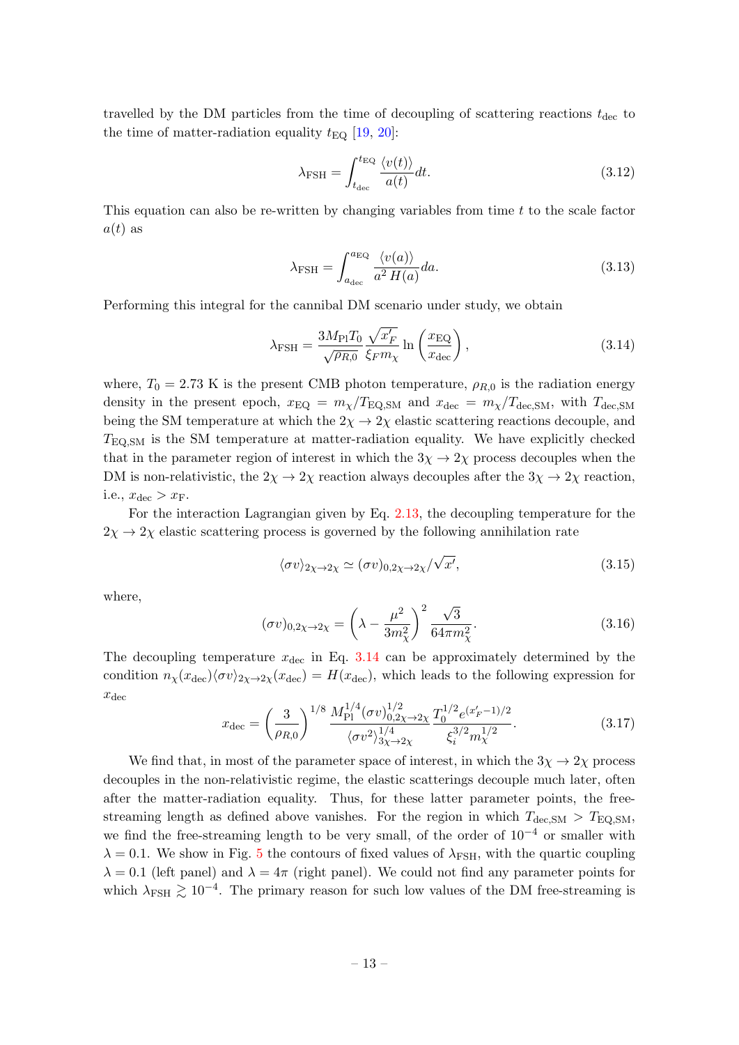travelled by the DM particles from the time of decoupling of scattering reactions $t_{\rm dec}$ to the time of matter-radiation equality $t_{\rm EQ}$ [19, 20]:

$$\lambda_{\rm FSH} = \int_{t_{\rm dec}}^{t_{\rm EQ}} \frac{\langle v(t)\rangle}{a(t)} dt. \tag{3.12}$$

This equation can also be re-written by changing variables from time $t$ to the scale factor $a(t)$ as

$$\lambda_{\rm FSH} = \int_{a_{\rm dec}}^{a_{\rm EQ}} \frac{\langle v(a)\rangle}{a^2\, H(a)} da. \tag{3.13}$$

Performing this integral for the cannibal DM scenario under study, we obtain

$$\lambda_{\rm FSH} = \frac{3 M_{\rm Pl} T_0}{\sqrt{\rho_{R,0}}} \frac{\sqrt{x_F'}}{\xi_F m_\chi} \ln\left(\frac{x_{\rm EQ}}{x_{\rm dec}}\right), \tag{3.14}$$

where, $T_0 = 2.73$ K is the present CMB photon temperature, $\rho_{R,0}$ is the radiation energy density in the present epoch, $x_{\rm EQ} = m_\chi/T_{\rm EQ,SM}$ and $x_{\rm dec} = m_\chi/T_{\rm dec,SM}$, with $T_{\rm dec,SM}$ being the SM temperature at which the $2\chi \to 2\chi$ elastic scattering reactions decouple, and $T_{\rm EQ,SM}$ is the SM temperature at matter-radiation equality. We have explicitly checked that in the parameter region of interest in which the $3\chi \to 2\chi$ process decouples when the DM is non-relativistic, the $2\chi \to 2\chi$ reaction always decouples after the $3\chi \to 2\chi$ reaction, i.e., $x_{\rm dec} > x_{\rm F}$.

For the interaction Lagrangian given by Eq. 2.13, the decoupling temperature for the $2\chi \to 2\chi$ elastic scattering process is governed by the following annihilation rate

$$\langle \sigma v\rangle_{2\chi\to 2\chi} \simeq (\sigma v)_{0,2\chi\to 2\chi}/\sqrt{x'}, \tag{3.15}$$

where,

$$(\sigma v)_{0,2\chi\to 2\chi} = \left(\lambda - \frac{\mu^2}{3 m_\chi^2}\right)^2 \frac{\sqrt{3}}{64\pi m_\chi^2}. \tag{3.16}$$

The decoupling temperature $x_{\rm dec}$ in Eq. 3.14 can be approximately determined by the condition $n_\chi(x_{\rm dec})\langle \sigma v\rangle_{2\chi\to 2\chi}(x_{\rm dec}) = H(x_{\rm dec})$, which leads to the following expression for $x_{\rm dec}$

$$x_{\rm dec} = \left(\frac{3}{\rho_{R,0}}\right)^{1/8} \frac{M_{\rm Pl}^{1/4} (\sigma v)_{0,2\chi\to 2\chi}^{1/2}}{\langle \sigma v^2\rangle_{3\chi\to 2\chi}^{1/4}} \frac{T_0^{1/2} e^{(x_F'-1)/2}}{\xi_i^{3/2} m_\chi^{1/2}}. \tag{3.17}$$

We find that, in most of the parameter space of interest, in which the $3\chi \to 2\chi$ process decouples in the non-relativistic regime, the elastic scatterings decouple much later, often after the matter-radiation equality. Thus, for these latter parameter points, the free-streaming length as defined above vanishes. For the region in which $T_{\rm dec,SM} > T_{\rm EQ,SM}$, we find the free-streaming length to be very small, of the order of $10^{-4}$ or smaller with $\lambda = 0.1$. We show in Fig. 5 the contours of fixed values of $\lambda_{\rm FSH}$, with the quartic coupling $\lambda = 0.1$ (left panel) and $\lambda = 4\pi$ (right panel). We could not find any parameter points for which $\lambda_{\rm FSH} \gtrsim 10^{-4}$. The primary reason for such low values of the DM free-streaming is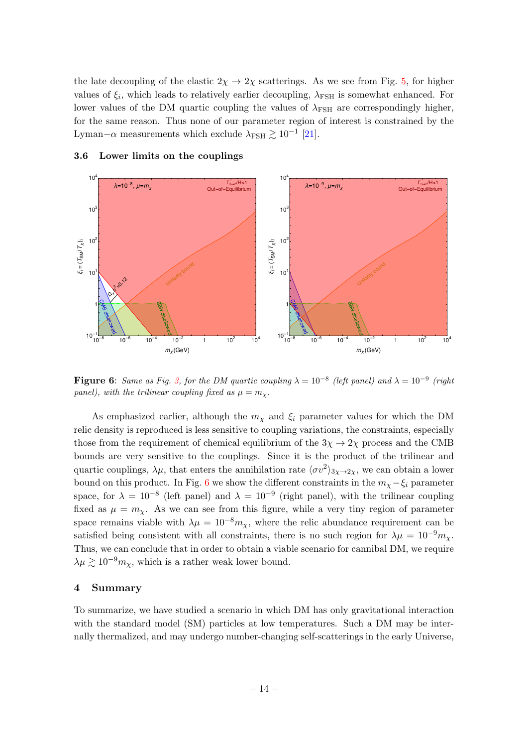the late decoupling of the elastic $2\chi \to 2\chi$ scatterings. As we see from Fig. 5, for higher values of $\xi_i$, which leads to relatively earlier decoupling, $\lambda_{\rm FSH}$ is somewhat enhanced. For lower values of the DM quartic coupling the values of $\lambda_{\rm FSH}$ are correspondingly higher, for the same reason. Thus none of our parameter region of interest is constrained by the Lyman$-\alpha$ measurements which exclude $\lambda_{\rm FSH} \gtrsim 10^{-1}$ [21].

### 3.6 Lower limits on the couplings

**Figure 6**: *Same as Fig. 3, for the DM quartic coupling $\lambda = 10^{-8}$ (left panel) and $\lambda = 10^{-9}$ (right panel), with the trilinear coupling fixed as $\mu = m_\chi$.*

As emphasized earlier, although the $m_\chi$ and $\xi_i$ parameter values for which the DM relic density is reproduced is less sensitive to coupling variations, the constraints, especially those from the requirement of chemical equilibrium of the $3\chi \to 2\chi$ process and the CMB bounds are very sensitive to the couplings. Since it is the product of the trilinear and quartic couplings, $\lambda\mu$, that enters the annihilation rate $\langle\sigma v^2\rangle_{3\chi\to 2\chi}$, we can obtain a lower bound on this product. In Fig. 6 we show the different constraints in the $m_\chi - \xi_i$ parameter space, for $\lambda = 10^{-8}$ (left panel) and $\lambda = 10^{-9}$ (right panel), with the trilinear coupling fixed as $\mu = m_\chi$. As we can see from this figure, while a very tiny region of parameter space remains viable with $\lambda\mu = 10^{-8} m_\chi$, where the relic abundance requirement can be satisfied being consistent with all constraints, there is no such region for $\lambda\mu = 10^{-9} m_\chi$. Thus, we can conclude that in order to obtain a viable scenario for cannibal DM, we require $\lambda\mu \gtrsim 10^{-9} m_\chi$, which is a rather weak lower bound.

## 4 Summary

To summarize, we have studied a scenario in which DM has only gravitational interaction with the standard model (SM) particles at low temperatures. Such a DM may be internally thermalized, and may undergo number-changing self-scatterings in the early Universe,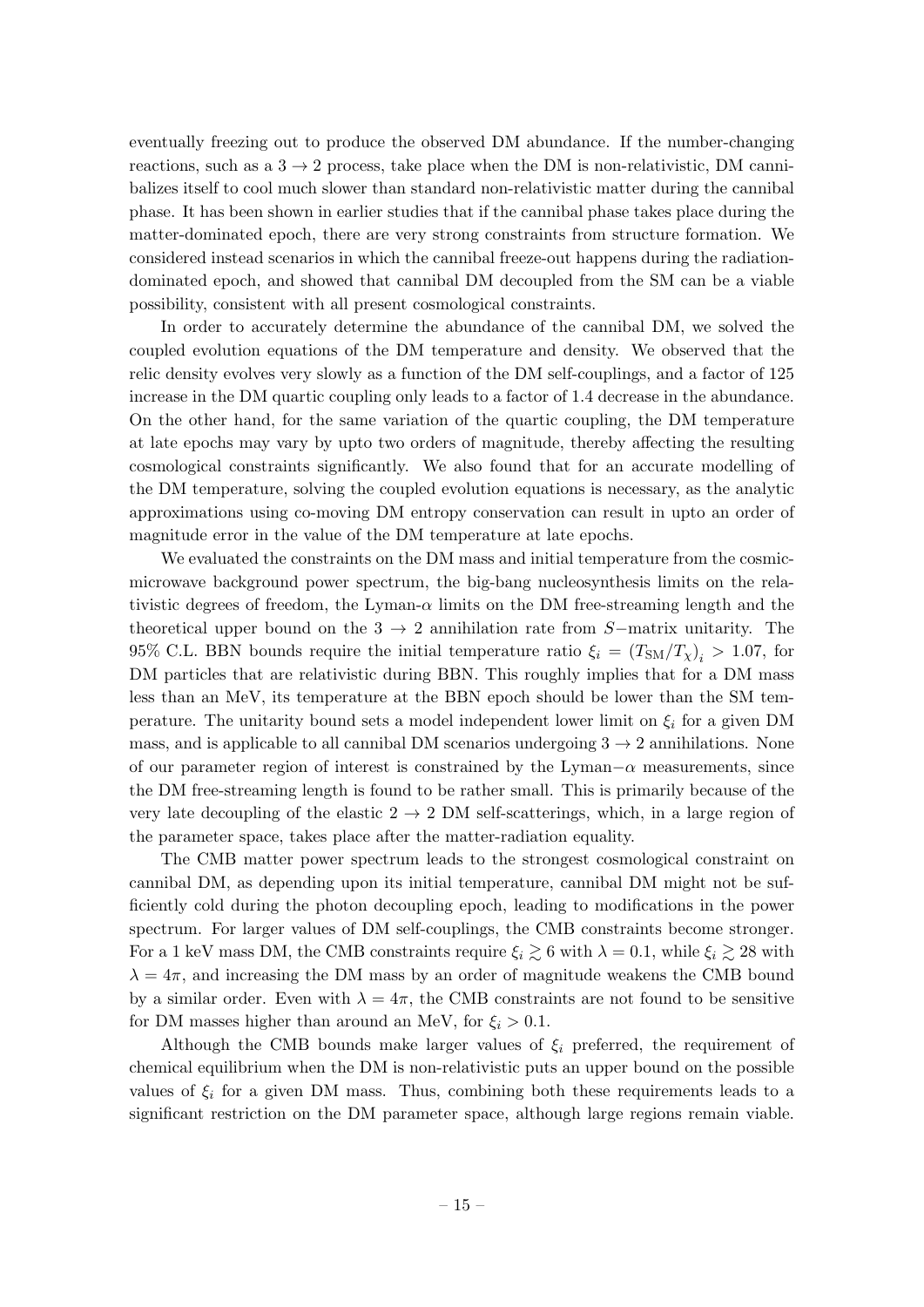eventually freezing out to produce the observed DM abundance. If the number-changing reactions, such as a $3 \to 2$ process, take place when the DM is non-relativistic, DM cannibalizes itself to cool much slower than standard non-relativistic matter during the cannibal phase. It has been shown in earlier studies that if the cannibal phase takes place during the matter-dominated epoch, there are very strong constraints from structure formation. We considered instead scenarios in which the cannibal freeze-out happens during the radiation-dominated epoch, and showed that cannibal DM decoupled from the SM can be a viable possibility, consistent with all present cosmological constraints.

In order to accurately determine the abundance of the cannibal DM, we solved the coupled evolution equations of the DM temperature and density. We observed that the relic density evolves very slowly as a function of the DM self-couplings, and a factor of 125 increase in the DM quartic coupling only leads to a factor of 1.4 decrease in the abundance. On the other hand, for the same variation of the quartic coupling, the DM temperature at late epochs may vary by upto two orders of magnitude, thereby affecting the resulting cosmological constraints significantly. We also found that for an accurate modelling of the DM temperature, solving the coupled evolution equations is necessary, as the analytic approximations using co-moving DM entropy conservation can result in upto an order of magnitude error in the value of the DM temperature at late epochs.

We evaluated the constraints on the DM mass and initial temperature from the cosmic-microwave background power spectrum, the big-bang nucleosynthesis limits on the relativistic degrees of freedom, the Lyman-$\alpha$ limits on the DM free-streaming length and the theoretical upper bound on the $3 \to 2$ annihilation rate from $S-$matrix unitarity. The 95% C.L. BBN bounds require the initial temperature ratio $\xi_i = \left(T_{\rm SM}/T_\chi\right)_i > 1.07$, for DM particles that are relativistic during BBN. This roughly implies that for a DM mass less than an MeV, its temperature at the BBN epoch should be lower than the SM temperature. The unitarity bound sets a model independent lower limit on $\xi_i$ for a given DM mass, and is applicable to all cannibal DM scenarios undergoing $3 \to 2$ annihilations. None of our parameter region of interest is constrained by the Lyman$-\alpha$ measurements, since the DM free-streaming length is found to be rather small. This is primarily because of the very late decoupling of the elastic $2 \to 2$ DM self-scatterings, which, in a large region of the parameter space, takes place after the matter-radiation equality.

The CMB matter power spectrum leads to the strongest cosmological constraint on cannibal DM, as depending upon its initial temperature, cannibal DM might not be sufficiently cold during the photon decoupling epoch, leading to modifications in the power spectrum. For larger values of DM self-couplings, the CMB constraints become stronger. For a 1 keV mass DM, the CMB constraints require $\xi_i \gtrsim 6$ with $\lambda = 0.1$, while $\xi_i \gtrsim 28$ with $\lambda = 4\pi$, and increasing the DM mass by an order of magnitude weakens the CMB bound by a similar order. Even with $\lambda = 4\pi$, the CMB constraints are not found to be sensitive for DM masses higher than around an MeV, for $\xi_i > 0.1$.

Although the CMB bounds make larger values of $\xi_i$ preferred, the requirement of chemical equilibrium when the DM is non-relativistic puts an upper bound on the possible values of $\xi_i$ for a given DM mass. Thus, combining both these requirements leads to a significant restriction on the DM parameter space, although large regions remain viable.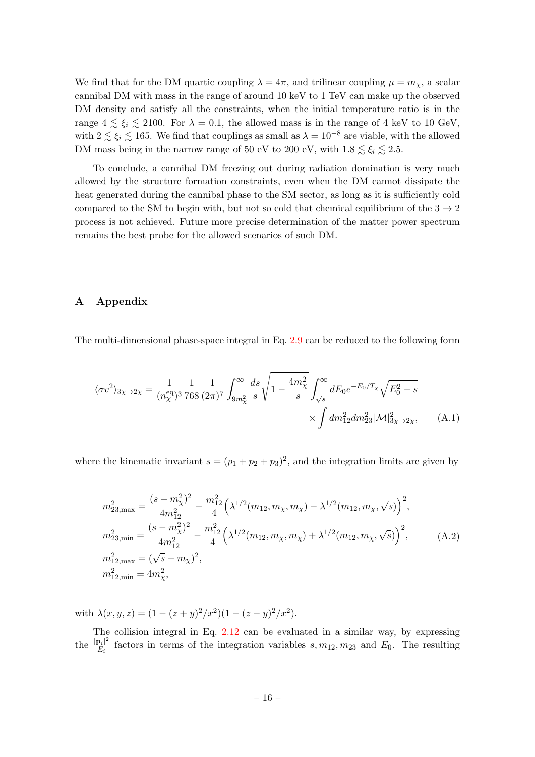We find that for the DM quartic coupling $\lambda = 4\pi$, and trilinear coupling $\mu = m_\chi$, a scalar cannibal DM with mass in the range of around 10 keV to 1 TeV can make up the observed DM density and satisfy all the constraints, when the initial temperature ratio is in the range $4 \lesssim \xi_i \lesssim 2100$. For $\lambda = 0.1$, the allowed mass is in the range of 4 keV to 10 GeV, with $2 \lesssim \xi_i \lesssim 165$. We find that couplings as small as $\lambda = 10^{-8}$ are viable, with the allowed DM mass being in the narrow range of 50 eV to 200 eV, with $1.8 \lesssim \xi_i \lesssim 2.5$.

To conclude, a cannibal DM freezing out during radiation domination is very much allowed by the structure formation constraints, even when the DM cannot dissipate the heat generated during the cannibal phase to the SM sector, as long as it is sufficiently cold compared to the SM to begin with, but not so cold that chemical equilibrium of the $3 \to 2$ process is not achieved. Future more precise determination of the matter power spectrum remains the best probe for the allowed scenarios of such DM.

## A Appendix

The multi-dimensional phase-space integral in Eq. 2.9 can be reduced to the following form

$$
\langle \sigma v^2 \rangle_{3\chi \to 2\chi} = \frac{1}{(n_\chi^{\rm eq})^3} \frac{1}{768} \frac{1}{(2\pi)^7} \int_{9m_\chi^2}^{\infty} \frac{ds}{s} \sqrt{1 - \frac{4m_\chi^2}{s}} \int_{\sqrt{s}}^{\infty} dE_0 e^{-E_0/T_\chi} \sqrt{E_0^2 - s} \times \int dm_{12}^2 dm_{23}^2 |\mathcal{M}|^2_{3\chi \to 2\chi}, \tag{A.1}
$$

where the kinematic invariant $s = (p_1 + p_2 + p_3)^2$, and the integration limits are given by

$$
\begin{aligned}
m_{23,\rm max}^2 &= \frac{(s - m_\chi^2)^2}{4m_{12}^2} - \frac{m_{12}^2}{4}\Big(\lambda^{1/2}(m_{12}, m_\chi, m_\chi) - \lambda^{1/2}(m_{12}, m_\chi, \sqrt{s})\Big)^2, \\
m_{23,\rm min}^2 &= \frac{(s - m_\chi^2)^2}{4m_{12}^2} - \frac{m_{12}^2}{4}\Big(\lambda^{1/2}(m_{12}, m_\chi, m_\chi) + \lambda^{1/2}(m_{12}, m_\chi, \sqrt{s})\Big)^2, \\
m_{12,\rm max}^2 &= (\sqrt{s} - m_\chi)^2, \\
m_{12,\rm min}^2 &= 4m_\chi^2,
\end{aligned} \tag{A.2}
$$

with $\lambda(x, y, z) = (1 - (z + y)^2/x^2)(1 - (z - y)^2/x^2)$.

The collision integral in Eq. 2.12 can be evaluated in a similar way, by expressing the $\frac{|\mathbf{p}_i|^2}{E_i}$ factors in terms of the integration variables $s, m_{12}, m_{23}$ and $E_0$. The resulting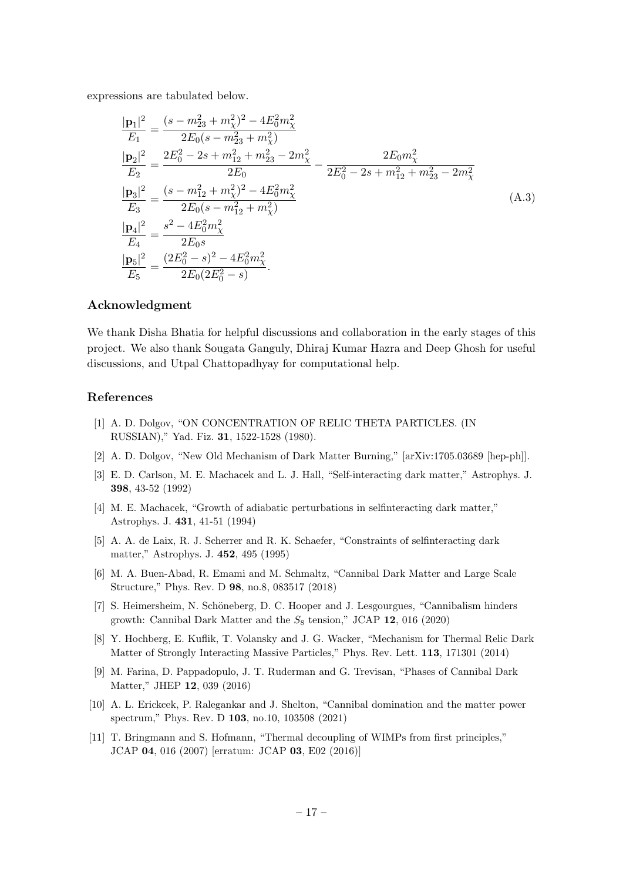expressions are tabulated below.

$$
\begin{aligned}
\frac{|\mathbf{p}_1|^2}{E_1} &= \frac{(s - m_{23}^2 + m_\chi^2)^2 - 4E_0^2 m_\chi^2}{2E_0(s - m_{23}^2 + m_\chi^2)} \\
\frac{|\mathbf{p}_2|^2}{E_2} &= \frac{2E_0^2 - 2s + m_{12}^2 + m_{23}^2 - 2m_\chi^2}{2E_0} - \frac{2E_0 m_\chi^2}{2E_0^2 - 2s + m_{12}^2 + m_{23}^2 - 2m_\chi^2} \\
\frac{|\mathbf{p}_3|^2}{E_3} &= \frac{(s - m_{12}^2 + m_\chi^2)^2 - 4E_0^2 m_\chi^2}{2E_0(s - m_{12}^2 + m_\chi^2)} \\
\frac{|\mathbf{p}_4|^2}{E_4} &= \frac{s^2 - 4E_0^2 m_\chi^2}{2E_0 s} \\
\frac{|\mathbf{p}_5|^2}{E_5} &= \frac{(2E_0^2 - s)^2 - 4E_0^2 m_\chi^2}{2E_0(2E_0^2 - s)}.
\end{aligned}
\tag{A.3}
$$

## Acknowledgment

We thank Disha Bhatia for helpful discussions and collaboration in the early stages of this project. We also thank Sougata Ganguly, Dhiraj Kumar Hazra and Deep Ghosh for useful discussions, and Utpal Chattopadhyay for computational help.

## References

[1] A. D. Dolgov, "ON CONCENTRATION OF RELIC THETA PARTICLES. (IN RUSSIAN)," Yad. Fiz. **31**, 1522-1528 (1980).

[2] A. D. Dolgov, "New Old Mechanism of Dark Matter Burning," [arXiv:1705.03689 [hep-ph]].

[3] E. D. Carlson, M. E. Machacek and L. J. Hall, "Self-interacting dark matter," Astrophys. J. **398**, 43-52 (1992)

[4] M. E. Machacek, "Growth of adiabatic perturbations in selfinteracting dark matter," Astrophys. J. **431**, 41-51 (1994)

[5] A. A. de Laix, R. J. Scherrer and R. K. Schaefer, "Constraints of selfinteracting dark matter," Astrophys. J. **452**, 495 (1995)

[6] M. A. Buen-Abad, R. Emami and M. Schmaltz, "Cannibal Dark Matter and Large Scale Structure," Phys. Rev. D **98**, no.8, 083517 (2018)

[7] S. Heimersheim, N. Schöneberg, D. C. Hooper and J. Lesgourgues, "Cannibalism hinders growth: Cannibal Dark Matter and the $S_8$ tension," JCAP **12**, 016 (2020)

[8] Y. Hochberg, E. Kuflik, T. Volansky and J. G. Wacker, "Mechanism for Thermal Relic Dark Matter of Strongly Interacting Massive Particles," Phys. Rev. Lett. **113**, 171301 (2014)

[9] M. Farina, D. Pappadopulo, J. T. Ruderman and G. Trevisan, "Phases of Cannibal Dark Matter," JHEP **12**, 039 (2016)

[10] A. L. Erickcek, P. Ralegankar and J. Shelton, "Cannibal domination and the matter power spectrum," Phys. Rev. D **103**, no.10, 103508 (2021)

[11] T. Bringmann and S. Hofmann, "Thermal decoupling of WIMPs from first principles," JCAP **04**, 016 (2007) [erratum: JCAP **03**, E02 (2016)]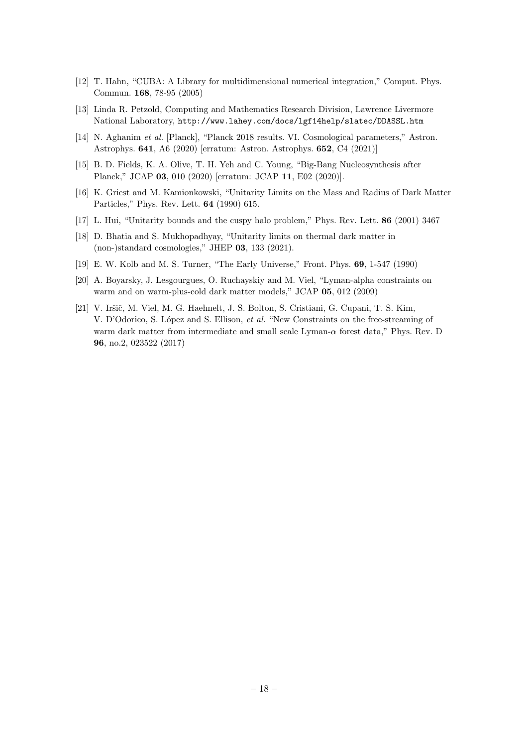[12] T. Hahn, "CUBA: A Library for multidimensional numerical integration," Comput. Phys. Commun. **168**, 78-95 (2005)

[13] Linda R. Petzold, Computing and Mathematics Research Division, Lawrence Livermore National Laboratory, `http://www.lahey.com/docs/lgf14help/slatec/DDASSL.htm`

[14] N. Aghanim *et al.* [Planck], "Planck 2018 results. VI. Cosmological parameters," Astron. Astrophys. **641**, A6 (2020) [erratum: Astron. Astrophys. **652**, C4 (2021)]

[15] B. D. Fields, K. A. Olive, T. H. Yeh and C. Young, "Big-Bang Nucleosynthesis after Planck," JCAP **03**, 010 (2020) [erratum: JCAP **11**, E02 (2020)].

[16] K. Griest and M. Kamionkowski, "Unitarity Limits on the Mass and Radius of Dark Matter Particles," Phys. Rev. Lett. **64** (1990) 615.

[17] L. Hui, "Unitarity bounds and the cuspy halo problem," Phys. Rev. Lett. **86** (2001) 3467

[18] D. Bhatia and S. Mukhopadhyay, "Unitarity limits on thermal dark matter in (non-)standard cosmologies," JHEP **03**, 133 (2021).

[19] E. W. Kolb and M. S. Turner, "The Early Universe," Front. Phys. **69**, 1-547 (1990)

[20] A. Boyarsky, J. Lesgourgues, O. Ruchayskiy and M. Viel, "Lyman-alpha constraints on warm and on warm-plus-cold dark matter models," JCAP **05**, 012 (2009)

[21] V. Iršič, M. Viel, M. G. Haehnelt, J. S. Bolton, S. Cristiani, G. Cupani, T. S. Kim, V. D'Odorico, S. López and S. Ellison, *et al.* "New Constraints on the free-streaming of warm dark matter from intermediate and small scale Lyman-$\alpha$ forest data," Phys. Rev. D **96**, no.2, 023522 (2017)